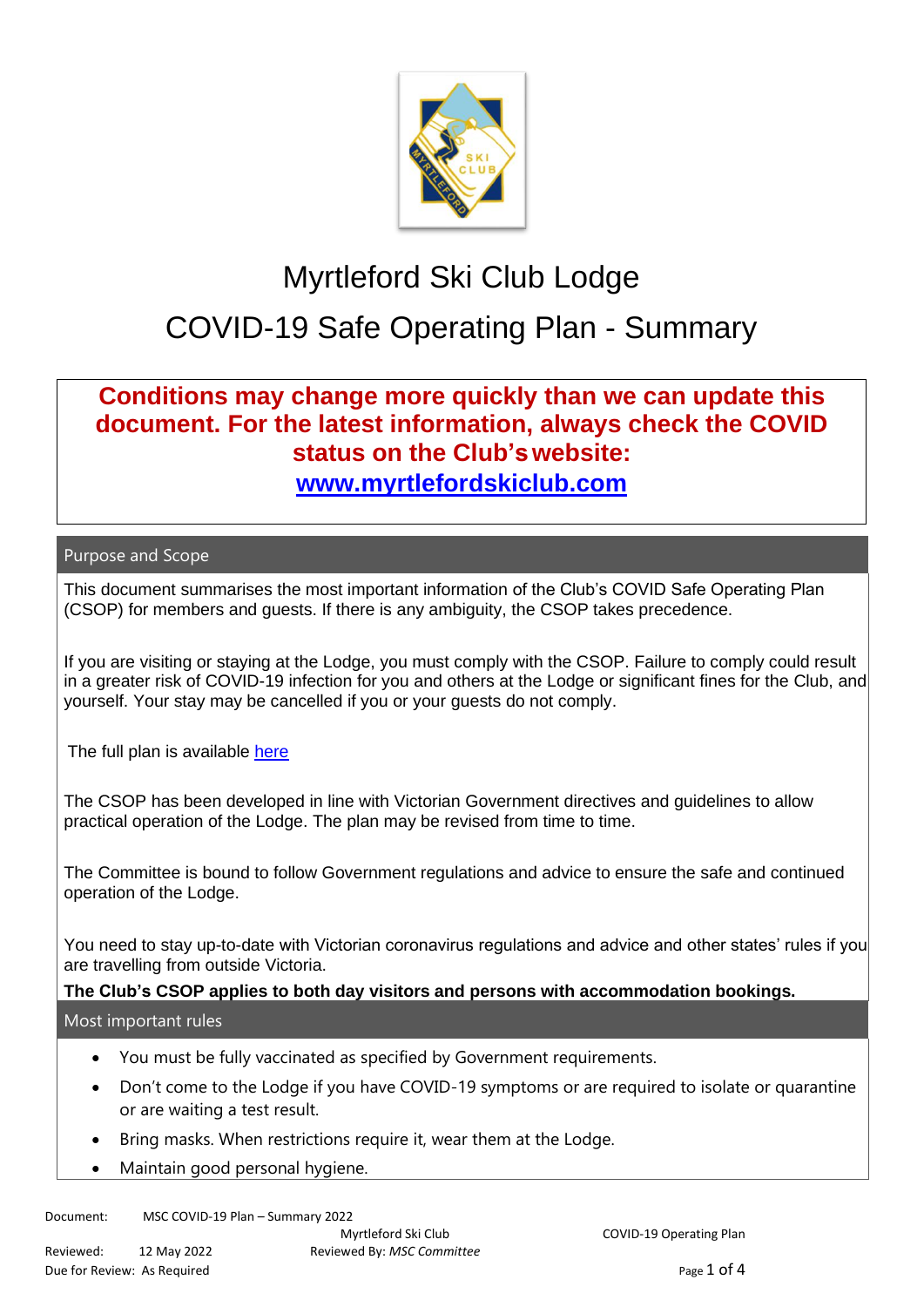# Myrtleford Ski Club Lodge

# COVID-19 Safe Operating Plan - Summary

**Conditions may change more quickly than we can update this document. For the latest information, always check the COVID status on the Club's website:**

**[www.myrtlefordskiclub.com](www.myrtlefordskiclub.com)**

## Purpose and Scope

This document summarises the most important information of the Club's COVID Safe Operating Plan (CSOP) for members and guests. If there is any ambiguity, the CSOP takes precedence.

If you are visiting or staying at the Lodge, you must comply with the CSOP. Failure to comply could result in a greater risk of COVID-19 infection for you and others at the Lodge or significant fines for the Club, and yourself. Your stay may be cancelled if you or your guests do not comply.

The full plan is available here

The CSOP has been developed in line with Victorian Government directives and guidelines to allow practical operation of the Lodge. The plan may be revised from time to time.

The Committee is bound to follow Government regulations and advice to ensure the safe and continued operation of the Lodge.

You need to stay up-to-date with Victorian coronavirus regulations and advice and other states' rules if you are travelling from outside Victoria.

**The Club's CSOP applies to both day visitors and persons with accommodation bookings.**

## Most important rules

- You must be fully vaccinated as specified by Government requirements.
- Don't come to the Lodge if you have COVID-19 symptoms or are required to isolate or quarantine or are waiting a test result.
- Bring masks. When restrictions require it, wear them at the Lodge.
- Maintain good personal hygiene.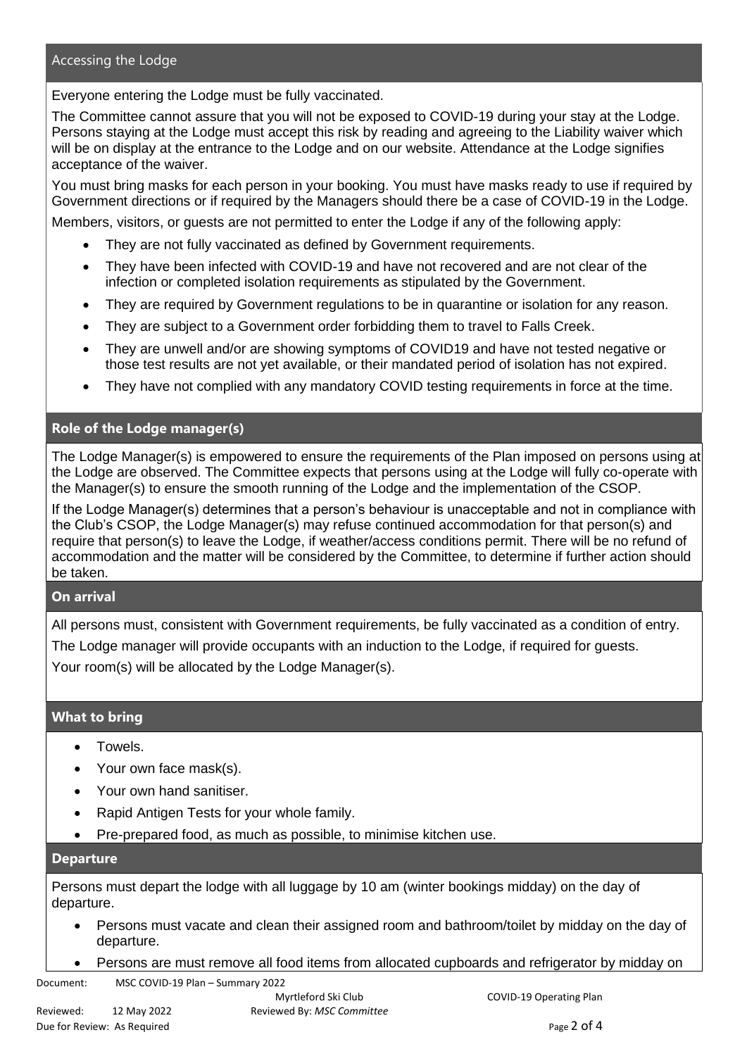## Accessing the Lodge

Everyone entering the Lodge must be fully vaccinated.

The Committee cannot assure that you will not be exposed to COVID-19 during your stay at the Lodge. Persons staying at the Lodge must accept this risk by reading and agreeing to the Liability waiver which will be on display at the entrance to the Lodge and on our website. Attendance at the Lodge signifies acceptance of the waiver.

You must bring masks for each person in your booking. You must have masks ready to use if required by Government directions or if required by the Managers should there be a case of COVID-19 in the Lodge.

Members, visitors, or guests are not permitted to enter the Lodge if any of the following apply:

- They are not fully vaccinated as defined by Government requirements.
- They have been infected with COVID-19 and have not recovered and are not clear of the infection or completed isolation requirements as stipulated by the Government.
- They are required by Government regulations to be in quarantine or isolation for any reason.
- They are subject to a Government order forbidding them to travel to Falls Creek.
- They are unwell and/or are showing symptoms of COVID19 and have not tested negative or those test results are not yet available, or their mandated period of isolation has not expired.
- They have not complied with any mandatory COVID testing requirements in force at the time.

## Role of the Lodge manager(s)

The Lodge Manager(s) is empowered to ensure the requirements of the Plan imposed on persons using at the Lodge are observed. The Committee expects that persons using at the Lodge will fully co-operate with the Manager(s) to ensure the smooth running of the Lodge and the implementation of the CSOP.

If the Lodge Manager(s) determines that a person's behaviour is unacceptable and not in compliance with the Club's CSOP, the Lodge Manager(s) may refuse continued accommodation for that person(s) and require that person(s) to leave the Lodge, if weather/access conditions permit. There will be no refund of accommodation and the matter will be considered by the Committee, to determine if further action should be taken.

## On arrival

All persons must, consistent with Government requirements, be fully vaccinated as a condition of entry.

The Lodge manager will provide occupants with an induction to the Lodge, if required for guests.

Your room(s) will be allocated by the Lodge Manager(s).

## What to bring

- Towels.
- Your own face mask(s).
- Your own hand sanitiser.
- Rapid Antigen Tests for your whole family.
- Pre-prepared food, as much as possible, to minimise kitchen use.

## Departure

Persons must depart the lodge with all luggage by 10 am (winter bookings midday) on the day of departure.

- Persons must vacate and clean their assigned room and bathroom/toilet by midday on the day of departure.
- Persons are must remove all food items from allocated cupboards and refrigerator by midday on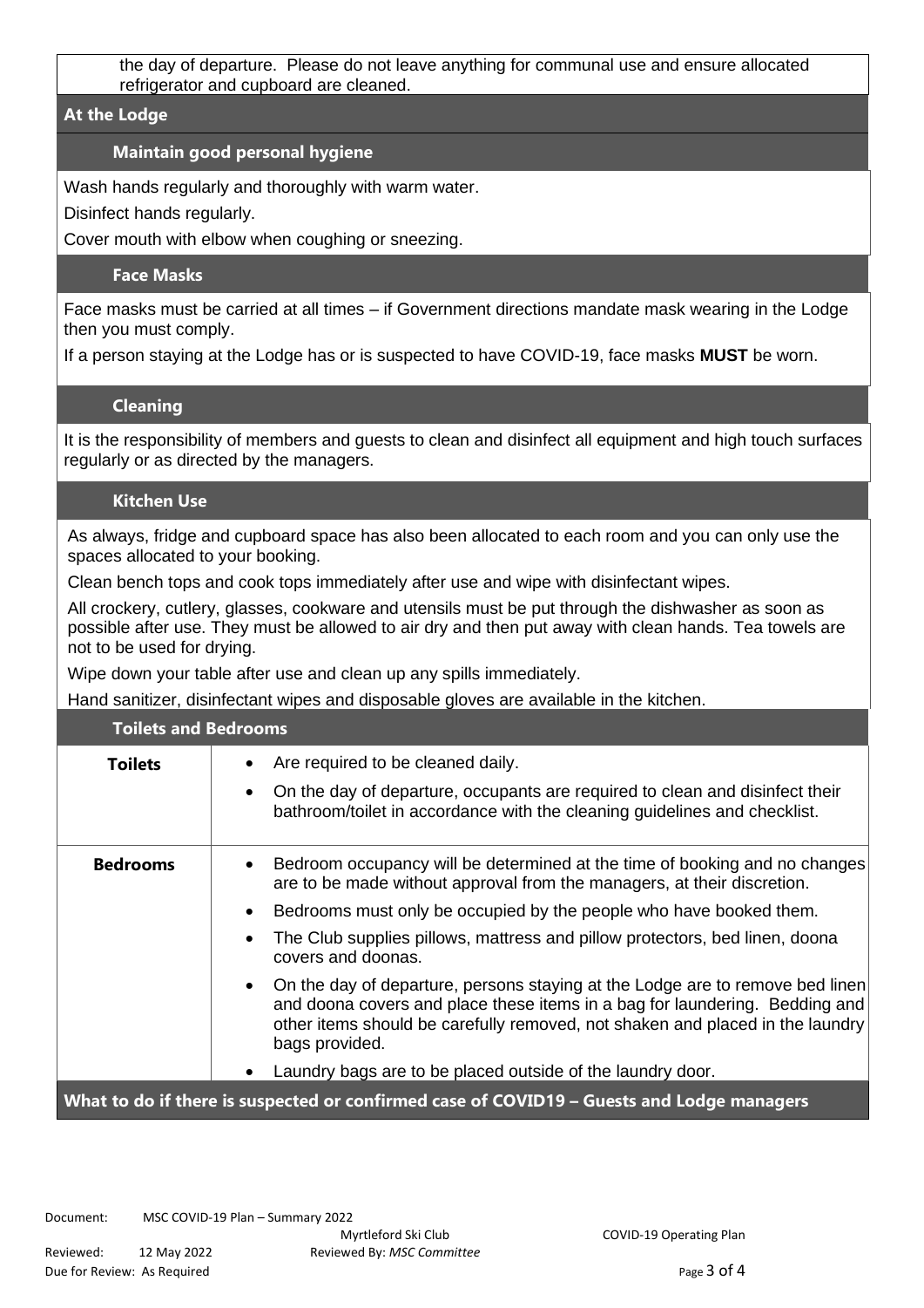the day of departure. Please do not leave anything for communal use and ensure allocated refrigerator and cupboard are cleaned.

## At the Lodge

### Maintain good personal hygiene

Wash hands regularly and thoroughly with warm water.

Disinfect hands regularly.

Cover mouth with elbow when coughing or sneezing.

### Face Masks

Face masks must be carried at all times – if Government directions mandate mask wearing in the Lodge then you must comply.

If a person staying at the Lodge has or is suspected to have COVID-19, face masks **MUST** be worn.

### Cleaning

It is the responsibility of members and guests to clean and disinfect all equipment and high touch surfaces regularly or as directed by the managers.

### Kitchen Use

As always, fridge and cupboard space has also been allocated to each room and you can only use the spaces allocated to your booking.

Clean bench tops and cook tops immediately after use and wipe with disinfectant wipes.

All crockery, cutlery, glasses, cookware and utensils must be put through the dishwasher as soon as possible after use. They must be allowed to air dry and then put away with clean hands. Tea towels are not to be used for drying.

Wipe down your table after use and clean up any spills immediately.

Hand sanitizer, disinfectant wipes and disposable gloves are available in the kitchen.

### Toilets and Bedrooms

| | |
|---|---|
| **Toilets** | • Are required to be cleaned daily.<br>• On the day of departure, occupants are required to clean and disinfect their bathroom/toilet in accordance with the cleaning guidelines and checklist. |
| **Bedrooms** | • Bedroom occupancy will be determined at the time of booking and no changes are to be made without approval from the managers, at their discretion.<br>• Bedrooms must only be occupied by the people who have booked them.<br>• The Club supplies pillows, mattress and pillow protectors, bed linen, doona covers and doonas.<br>• On the day of departure, persons staying at the Lodge are to remove bed linen and doona covers and place these items in a bag for laundering. Bedding and other items should be carefully removed, not shaken and placed in the laundry bags provided.<br>• Laundry bags are to be placed outside of the laundry door. |

## What to do if there is suspected or confirmed case of COVID19 – Guests and Lodge managers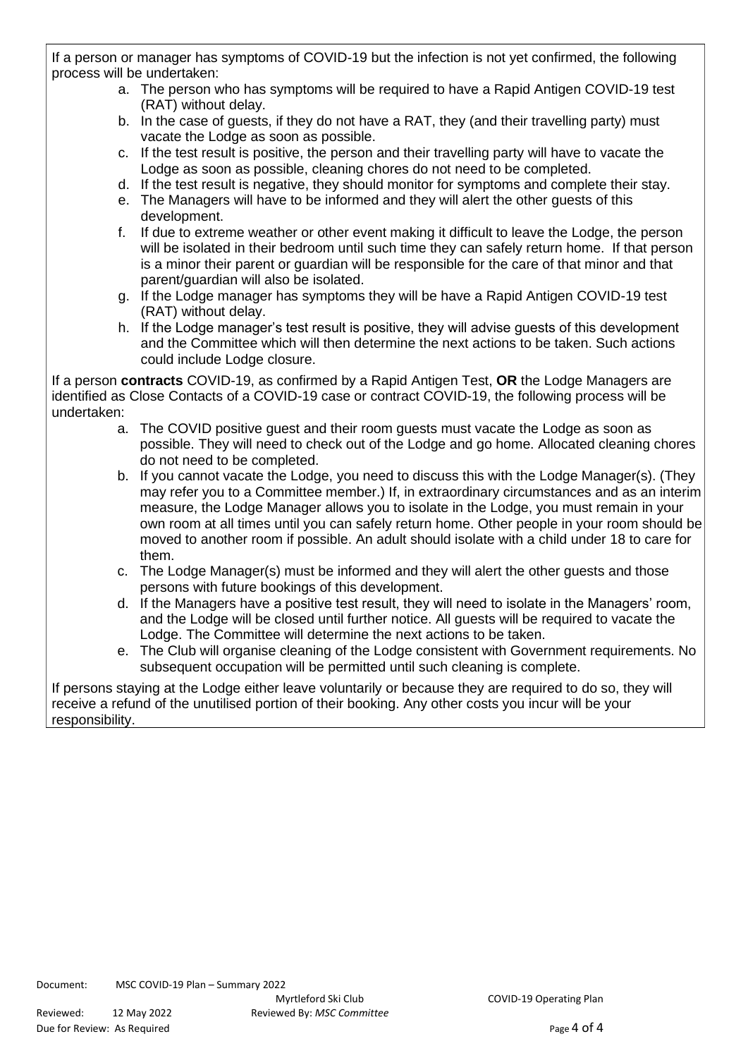If a person or manager has symptoms of COVID-19 but the infection is not yet confirmed, the following process will be undertaken:

a. The person who has symptoms will be required to have a Rapid Antigen COVID-19 test (RAT) without delay.
b. In the case of guests, if they do not have a RAT, they (and their travelling party) must vacate the Lodge as soon as possible.
c. If the test result is positive, the person and their travelling party will have to vacate the Lodge as soon as possible, cleaning chores do not need to be completed.
d. If the test result is negative, they should monitor for symptoms and complete their stay.
e. The Managers will have to be informed and they will alert the other guests of this development.
f. If due to extreme weather or other event making it difficult to leave the Lodge, the person will be isolated in their bedroom until such time they can safely return home. If that person is a minor their parent or guardian will be responsible for the care of that minor and that parent/guardian will also be isolated.
g. If the Lodge manager has symptoms they will be have a Rapid Antigen COVID-19 test (RAT) without delay.
h. If the Lodge manager's test result is positive, they will advise guests of this development and the Committee which will then determine the next actions to be taken. Such actions could include Lodge closure.

If a person **contracts** COVID-19, as confirmed by a Rapid Antigen Test, **OR** the Lodge Managers are identified as Close Contacts of a COVID-19 case or contract COVID-19, the following process will be undertaken:

a. The COVID positive guest and their room guests must vacate the Lodge as soon as possible. They will need to check out of the Lodge and go home. Allocated cleaning chores do not need to be completed.
b. If you cannot vacate the Lodge, you need to discuss this with the Lodge Manager(s). (They may refer you to a Committee member.) If, in extraordinary circumstances and as an interim measure, the Lodge Manager allows you to isolate in the Lodge, you must remain in your own room at all times until you can safely return home. Other people in your room should be moved to another room if possible. An adult should isolate with a child under 18 to care for them.
c. The Lodge Manager(s) must be informed and they will alert the other guests and those persons with future bookings of this development.
d. If the Managers have a positive test result, they will need to isolate in the Managers' room, and the Lodge will be closed until further notice. All guests will be required to vacate the Lodge. The Committee will determine the next actions to be taken.
e. The Club will organise cleaning of the Lodge consistent with Government requirements. No subsequent occupation will be permitted until such cleaning is complete.

If persons staying at the Lodge either leave voluntarily or because they are required to do so, they will receive a refund of the unutilised portion of their booking. Any other costs you incur will be your responsibility.